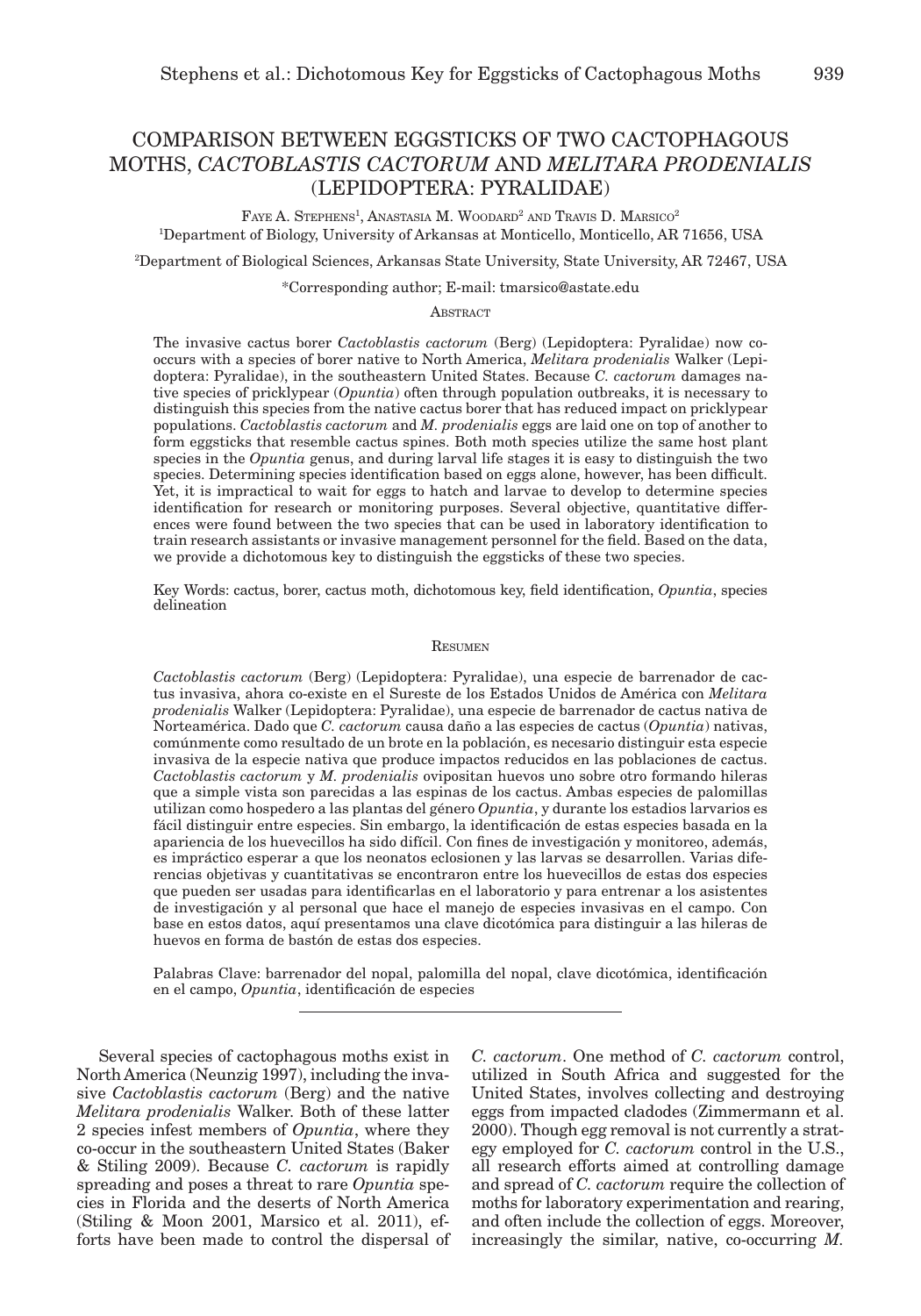# COMPARISON BETWEEN EGGSTICKS OF TWO CACTOPHAGOUS MOTHS, *CACTOBLASTIS CACTORUM* AND *MELITARA PRODENIALIS* (LEPIDOPTERA: PYRALIDAE)

Faye A. Stephens[1], Anastasia M. Woodard[2] and Travis D. Marsico[2]

[1]Department of Biology, University of Arkansas at Monticello, Monticello, AR 71656, USA

[2]Department of Biological Sciences, Arkansas State University, State University, AR 72467, USA

*Corresponding author; E-mail: tmarsico@astate.edu

## Abstract

The invasive cactus borer *Cactoblastis cactorum* (Berg) (Lepidoptera: Pyralidae) now co-occurs with a species of borer native to North America, *Melitara prodenialis* Walker (Lepidoptera: Pyralidae), in the southeastern United States. Because *C. cactorum* damages native species of pricklypear (*Opuntia*) often through population outbreaks, it is necessary to distinguish this species from the native cactus borer that has reduced impact on pricklypear populations. *Cactoblastis cactorum* and *M. prodenialis* eggs are laid one on top of another to form eggsticks that resemble cactus spines. Both moth species utilize the same host plant species in the *Opuntia* genus, and during larval life stages it is easy to distinguish the two species. Determining species identification based on eggs alone, however, has been difficult. Yet, it is impractical to wait for eggs to hatch and larvae to develop to determine species identification for research or monitoring purposes. Several objective, quantitative differences were found between the two species that can be used in laboratory identification to train research assistants or invasive management personnel for the field. Based on the data, we provide a dichotomous key to distinguish the eggsticks of these two species.

Key Words: cactus, borer, cactus moth, dichotomous key, field identification, *Opuntia*, species delineation

## Resumen

*Cactoblastis cactorum* (Berg) (Lepidoptera: Pyralidae), una especie de barrenador de cactus invasiva, ahora co-existe en el Sureste de los Estados Unidos de América con *Melitara prodenialis* Walker (Lepidoptera: Pyralidae), una especie de barrenador de cactus nativa de Norteamérica. Dado que *C. cactorum* causa daño a las especies de cactus (*Opuntia*) nativas, comúnmente como resultado de un brote en la población, es necesario distinguir esta especie invasiva de la especie nativa que produce impactos reducidos en las poblaciones de cactus. *Cactoblastis cactorum* y *M. prodenialis* ovipositan huevos uno sobre otro formando hileras que a simple vista son parecidas a las espinas de los cactus. Ambas especies de palomillas utilizan como hospedero a las plantas del género *Opuntia*, y durante los estadios larvarios es fácil distinguir entre especies. Sin embargo, la identificación de estas especies basada en la apariencia de los huevecillos ha sido difícil. Con fines de investigación y monitoreo, además, es impráctico esperar a que los neonatos eclosionen y las larvas se desarrollen. Varias diferencias objetivas y cuantitativas se encontraron entre los huevecillos de estas dos especies que pueden ser usadas para identificarlas en el laboratorio y para entrenar a los asistentes de investigación y al personal que hace el manejo de especies invasivas en el campo. Con base en estos datos, aquí presentamos una clave dicotómica para distinguir a las hileras de huevos en forma de bastón de estas dos especies.

Palabras Clave: barrenador del nopal, palomilla del nopal, clave dicotómica, identificación en el campo, *Opuntia*, identificación de especies

---

Several species of cactophagous moths exist in North America (Neunzig 1997), including the invasive *Cactoblastis cactorum* (Berg) and the native *Melitara prodenialis* Walker. Both of these latter 2 species infest members of *Opuntia*, where they co-occur in the southeastern United States (Baker & Stiling 2009). Because *C. cactorum* is rapidly spreading and poses a threat to rare *Opuntia* species in Florida and the deserts of North America (Stiling & Moon 2001, Marsico et al. 2011), efforts have been made to control the dispersal of *C. cactorum*. One method of *C. cactorum* control, utilized in South Africa and suggested for the United States, involves collecting and destroying eggs from impacted cladodes (Zimmermann et al. 2000). Though egg removal is not currently a strategy employed for *C. cactorum* control in the U.S., all research efforts aimed at controlling damage and spread of *C. cactorum* require the collection of moths for laboratory experimentation and rearing, and often include the collection of eggs. Moreover, increasingly the similar, native, co-occurring *M.*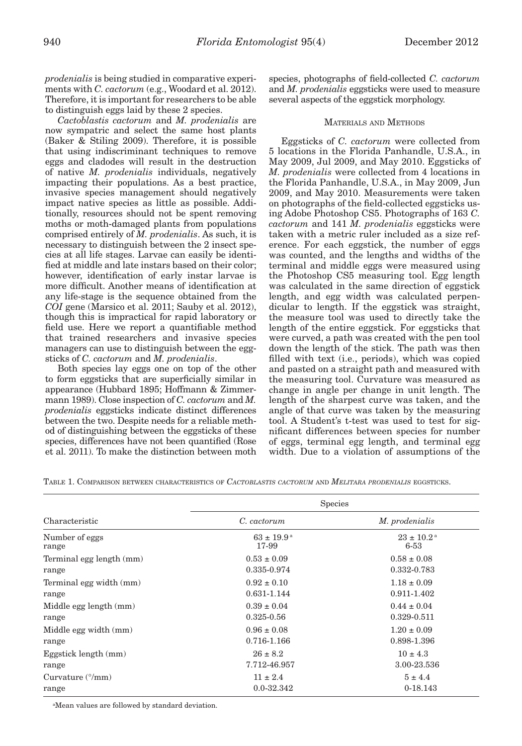*prodenialis* is being studied in comparative experiments with *C. cactorum* (e.g., Woodard et al. 2012). Therefore, it is important for researchers to be able to distinguish eggs laid by these 2 species.

*Cactoblastis cactorum* and *M. prodenialis* are now sympatric and select the same host plants (Baker & Stiling 2009). Therefore, it is possible that using indiscriminant techniques to remove eggs and cladodes will result in the destruction of native *M. prodenialis* individuals, negatively impacting their populations. As a best practice, invasive species management should negatively impact native species as little as possible. Additionally, resources should not be spent removing moths or moth-damaged plants from populations comprised entirely of *M. prodenialis*. As such, it is necessary to distinguish between the 2 insect species at all life stages. Larvae can easily be identified at middle and late instars based on their color; however, identification of early instar larvae is more difficult. Another means of identification at any life-stage is the sequence obtained from the *COI* gene (Marsico et al. 2011; Sauby et al. 2012), though this is impractical for rapid laboratory or field use. Here we report a quantifiable method that trained researchers and invasive species managers can use to distinguish between the eggsticks of *C. cactorum* and *M. prodenialis*.

Both species lay eggs one on top of the other to form eggsticks that are superficially similar in appearance (Hubbard 1895; Hoffmann & Zimmermann 1989). Close inspection of *C. cactorum* and *M. prodenialis* eggsticks indicate distinct differences between the two. Despite needs for a reliable method of distinguishing between the eggsticks of these species, differences have not been quantified (Rose et al. 2011). To make the distinction between moth species, photographs of field-collected *C. cactorum* and *M. prodenialis* eggsticks were used to measure several aspects of the eggstick morphology.

## Materials and Methods

Eggsticks of *C. cactorum* were collected from 5 locations in the Florida Panhandle, U.S.A., in May 2009, Jul 2009, and May 2010. Eggsticks of *M. prodenialis* were collected from 4 locations in the Florida Panhandle, U.S.A., in May 2009, Jun 2009, and May 2010. Measurements were taken on photographs of the field-collected eggsticks using Adobe Photoshop CS5. Photographs of 163 *C. cactorum* and 141 *M. prodenialis* eggsticks were taken with a metric ruler included as a size reference. For each eggstick, the number of eggs was counted, and the lengths and widths of the terminal and middle eggs were measured using the Photoshop CS5 measuring tool. Egg length was calculated in the same direction of eggstick length, and egg width was calculated perpendicular to length. If the eggstick was straight, the measure tool was used to directly take the length of the entire eggstick. For eggsticks that were curved, a path was created with the pen tool down the length of the stick. The path was then filled with text (i.e., periods), which was copied and pasted on a straight path and measured with the measuring tool. Curvature was measured as change in angle per change in unit length. The length of the sharpest curve was taken, and the angle of that curve was taken by the measuring tool. A Student's t-test was used to test for significant differences between species for number of eggs, terminal egg length, and terminal egg width. Due to a violation of assumptions of the

Table 1. Comparison between characteristics of *Cactoblastis cactorum* and *Melitara prodenialis* eggsticks.

| Characteristic | Species | |
|---|---|---|
| | *C. cactorum* | *M. prodenialis* |
| Number of eggs | 63 ± 19.9 [a] | 23 ± 10.2 [a] |
| range | 17-99 | 6-53 |
| Terminal egg length (mm) | 0.53 ± 0.09 | 0.58 ± 0.08 |
| range | 0.335-0.974 | 0.332-0.783 |
| Terminal egg width (mm) | 0.92 ± 0.10 | 1.18 ± 0.09 |
| range | 0.631-1.144 | 0.911-1.402 |
| Middle egg length (mm) | 0.39 ± 0.04 | 0.44 ± 0.04 |
| range | 0.325-0.56 | 0.329-0.511 |
| Middle egg width (mm) | 0.96 ± 0.08 | 1.20 ± 0.09 |
| range | 0.716-1.166 | 0.898-1.396 |
| Eggstick length (mm) | 26 ± 8.2 | 10 ± 4.3 |
| range | 7.712-46.957 | 3.00-23.536 |
| Curvature (°/mm) | 11 ± 2.4 | 5 ± 4.4 |
| range | 0.0-32.342 | 0-18.143 |

[a] Mean values are followed by standard deviation.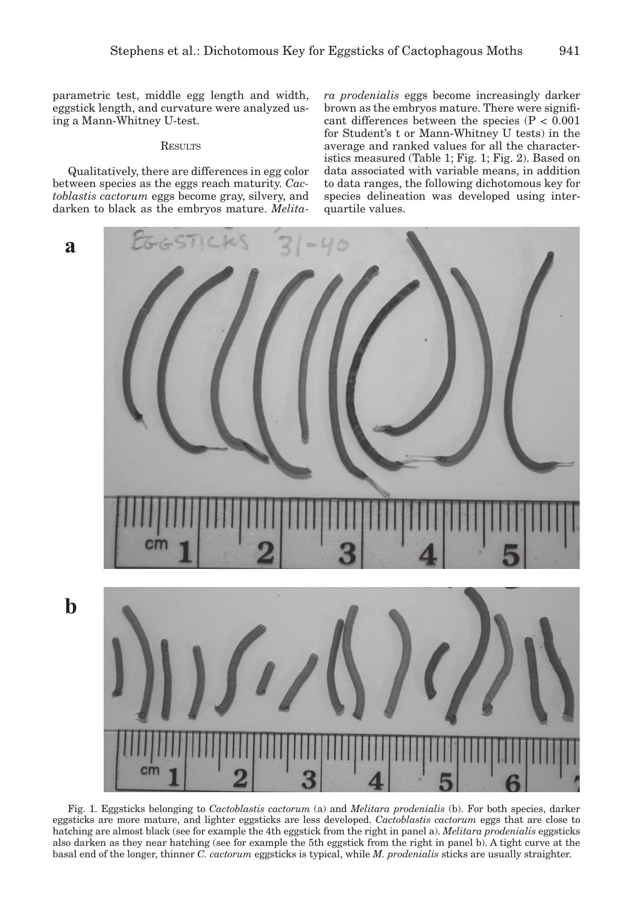parametric test, middle egg length and width, eggstick length, and curvature were analyzed using a Mann-Whitney U-test.

## Results

Qualitatively, there are differences in egg color between species as the eggs reach maturity. *Cactoblastis cactorum* eggs become gray, silvery, and darken to black as the embryos mature. *Melitara prodenialis* eggs become increasingly darker brown as the embryos mature. There were significant differences between the species ($P < 0.001$ for Student's t or Mann-Whitney U tests) in the average and ranked values for all the characteristics measured (Table 1; Fig. 1; Fig. 2). Based on data associated with variable means, in addition to data ranges, the following dichotomous key for species delineation was developed using interquartile values.

Fig. 1. Eggsticks belonging to *Cactoblastis cactorum* (a) and *Melitara prodenialis* (b). For both species, darker eggsticks are more mature, and lighter eggsticks are less developed. *Cactoblastis cactorum* eggs that are close to hatching are almost black (see for example the 4th eggstick from the right in panel a). *Melitara prodenialis* eggsticks also darken as they near hatching (see for example the 5th eggstick from the right in panel b). A tight curve at the basal end of the longer, thinner *C. cactorum* eggsticks is typical, while *M. prodenialis* sticks are usually straighter.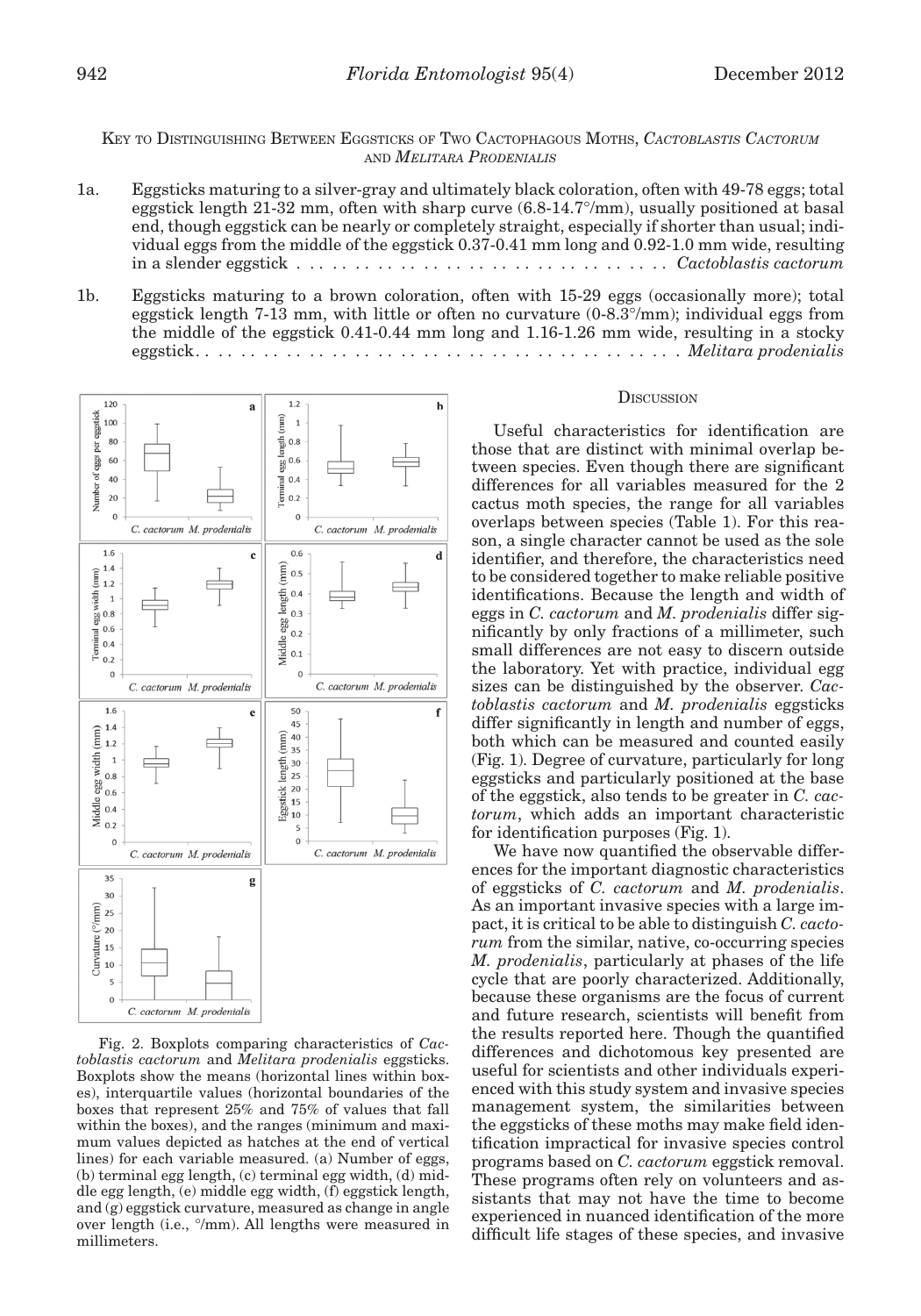Key to Distinguishing Between Eggsticks of Two Cactophagous Moths, *Cactoblastis Cactorum* and *Melitara Prodenialis*

1a. Eggsticks maturing to a silver-gray and ultimately black coloration, often with 49-78 eggs; total eggstick length 21-32 mm, often with sharp curve (6.8-14.7°/mm), usually positioned at basal end, though eggstick can be nearly or completely straight, especially if shorter than usual; individual eggs from the middle of the eggstick 0.37-0.41 mm long and 0.92-1.0 mm wide, resulting in a slender eggstick . . . . . . . . . . . . . . . . . . . . . . . . . . . . . . . *Cactoblastis cactorum*

1b. Eggsticks maturing to a brown coloration, often with 15-29 eggs (occasionally more); total eggstick length 7-13 mm, with little or often no curvature (0-8.3°/mm); individual eggs from the middle of the eggstick 0.41-0.44 mm long and 1.16-1.26 mm wide, resulting in a stocky eggstick. . . . . . . . . . . . . . . . . . . . . . . . . . . . . . . . . . . . . . . . *Melitara prodenialis*

Fig. 2. Boxplots comparing characteristics of *Cactoblastis cactorum* and *Melitara prodenialis* eggsticks. Boxplots show the means (horizontal lines within boxes), interquartile values (horizontal boundaries of the boxes that represent 25% and 75% of values that fall within the boxes), and the ranges (minimum and maximum values depicted as hatches at the end of vertical lines) for each variable measured. (a) Number of eggs, (b) terminal egg length, (c) terminal egg width, (d) middle egg length, (e) middle egg width, (f) eggstick length, and (g) eggstick curvature, measured as change in angle over length (i.e., °/mm). All lengths were measured in millimeters.

## Discussion

Useful characteristics for identification are those that are distinct with minimal overlap between species. Even though there are significant differences for all variables measured for the 2 cactus moth species, the range for all variables overlaps between species (Table 1). For this reason, a single character cannot be used as the sole identifier, and therefore, the characteristics need to be considered together to make reliable positive identifications. Because the length and width of eggs in *C. cactorum* and *M. prodenialis* differ significantly by only fractions of a millimeter, such small differences are not easy to discern outside the laboratory. Yet with practice, individual egg sizes can be distinguished by the observer. *Cactoblastis cactorum* and *M. prodenialis* eggsticks differ significantly in length and number of eggs, both which can be measured and counted easily (Fig. 1). Degree of curvature, particularly for long eggsticks and particularly positioned at the base of the eggstick, also tends to be greater in *C. cactorum*, which adds an important characteristic for identification purposes (Fig. 1).

We have now quantified the observable differences for the important diagnostic characteristics of eggsticks of *C. cactorum* and *M. prodenialis*. As an important invasive species with a large impact, it is critical to be able to distinguish *C. cactorum* from the similar, native, co-occurring species *M. prodenialis*, particularly at phases of the life cycle that are poorly characterized. Additionally, because these organisms are the focus of current and future research, scientists will benefit from the results reported here. Though the quantified differences and dichotomous key presented are useful for scientists and other individuals experienced with this study system and invasive species management system, the similarities between the eggsticks of these moths may make field identification impractical for invasive species control programs based on *C. cactorum* eggstick removal. These programs often rely on volunteers and assistants that may not have the time to become experienced in nuanced identification of the more difficult life stages of these species, and invasive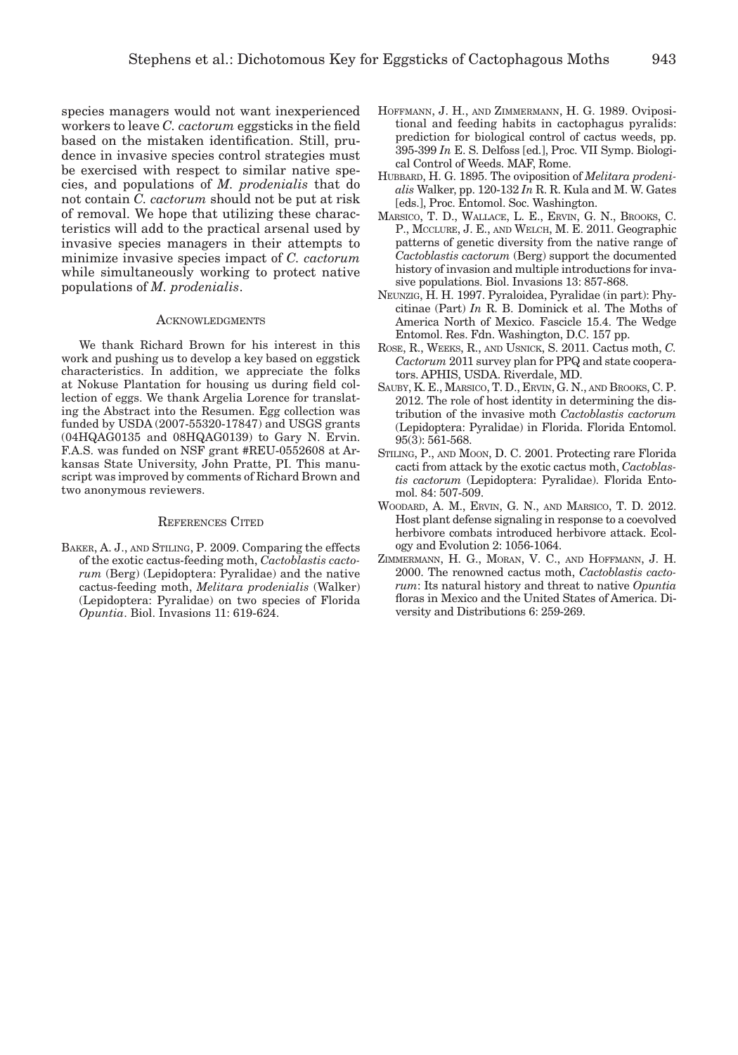species managers would not want inexperienced workers to leave *C. cactorum* eggsticks in the field based on the mistaken identification. Still, prudence in invasive species control strategies must be exercised with respect to similar native species, and populations of *M. prodenialis* that do not contain *C. cactorum* should not be put at risk of removal. We hope that utilizing these characteristics will add to the practical arsenal used by invasive species managers in their attempts to minimize invasive species impact of *C. cactorum* while simultaneously working to protect native populations of *M. prodenialis*.

## Acknowledgments

We thank Richard Brown for his interest in this work and pushing us to develop a key based on eggstick characteristics. In addition, we appreciate the folks at Nokuse Plantation for housing us during field collection of eggs. We thank Argelia Lorence for translating the Abstract into the Resumen. Egg collection was funded by USDA (2007-55320-17847) and USGS grants (04HQAG0135 and 08HQAG0139) to Gary N. Ervin. F.A.S. was funded on NSF grant #REU-0552608 at Arkansas State University, John Pratte, PI. This manuscript was improved by comments of Richard Brown and two anonymous reviewers.

## References Cited

Baker, A. J., and Stiling, P. 2009. Comparing the effects of the exotic cactus-feeding moth, *Cactoblastis cactorum* (Berg) (Lepidoptera: Pyralidae) and the native cactus-feeding moth, *Melitara prodenialis* (Walker) (Lepidoptera: Pyralidae) on two species of Florida *Opuntia*. Biol. Invasions 11: 619-624.

Hoffmann, J. H., and Zimmermann, H. G. 1989. Ovipositional and feeding habits in cactophagus pyralids: prediction for biological control of cactus weeds, pp. 395-399 *In* E. S. Delfoss [ed.], Proc. VII Symp. Biological Control of Weeds. MAF, Rome.

Hubbard, H. G. 1895. The oviposition of *Melitara prodenialis* Walker, pp. 120-132 *In* R. R. Kula and M. W. Gates [eds.], Proc. Entomol. Soc. Washington.

Marsico, T. D., Wallace, L. E., Ervin, G. N., Brooks, C. P., McClure, J. E., and Welch, M. E. 2011. Geographic patterns of genetic diversity from the native range of *Cactoblastis cactorum* (Berg) support the documented history of invasion and multiple introductions for invasive populations. Biol. Invasions 13: 857-868.

Neunzig, H. H. 1997. Pyraloidea, Pyralidae (in part): Phycitinae (Part) *In* R. B. Dominick et al. The Moths of America North of Mexico. Fascicle 15.4. The Wedge Entomol. Res. Fdn. Washington, D.C. 157 pp.

Rose, R., Weeks, R., and Usnick, S. 2011. Cactus moth, *C. Cactorum* 2011 survey plan for PPQ and state cooperators. APHIS, USDA. Riverdale, MD.

Sauby, K. E., Marsico, T. D., Ervin, G. N., and Brooks, C. P. 2012. The role of host identity in determining the distribution of the invasive moth *Cactoblastis cactorum* (Lepidoptera: Pyralidae) in Florida. Florida Entomol. 95(3): 561-568.

Stiling, P., and Moon, D. C. 2001. Protecting rare Florida cacti from attack by the exotic cactus moth, *Cactoblastis cactorum* (Lepidoptera: Pyralidae). Florida Entomol. 84: 507-509.

Woodard, A. M., Ervin, G. N., and Marsico, T. D. 2012. Host plant defense signaling in response to a coevolved herbivore combats introduced herbivore attack. Ecology and Evolution 2: 1056-1064.

Zimmermann, H. G., Moran, V. C., and Hoffmann, J. H. 2000. The renowned cactus moth, *Cactoblastis cactorum*: Its natural history and threat to native *Opuntia* floras in Mexico and the United States of America. Diversity and Distributions 6: 259-269.